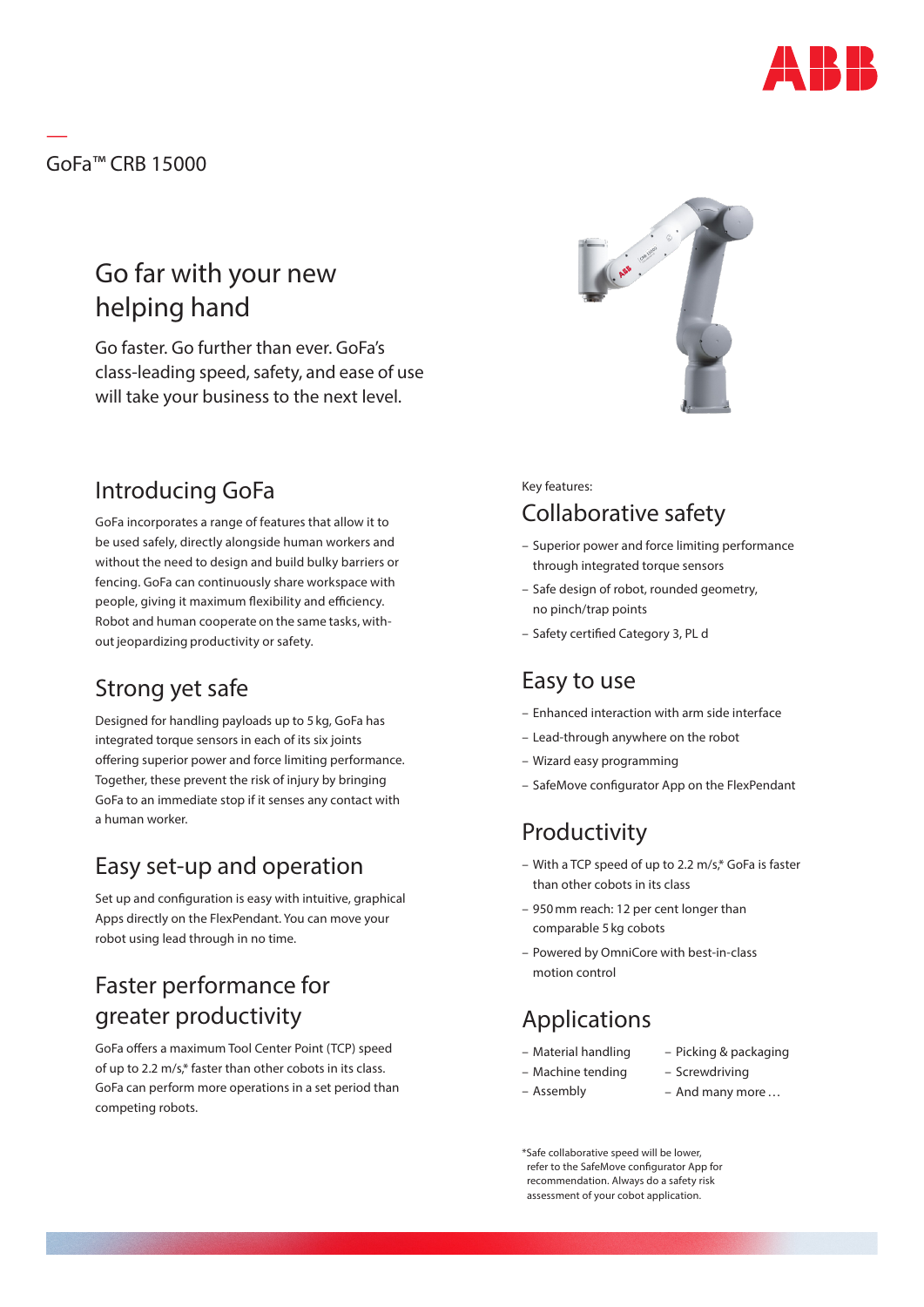GoFa™ CRB 15000

# Go far with your new helping hand

Go faster. Go further than ever. GoFa's class-leading speed, safety, and ease of use will take your business to the next level.

## Introducing GoFa

GoFa incorporates a range of features that allow it to be used safely, directly alongside human workers and without the need to design and build bulky barriers or fencing. GoFa can continuously share workspace with people, giving it maximum flexibility and efficiency. Robot and human cooperate on the same tasks, without jeopardizing productivity or safety.

## Strong yet safe

Designed for handling payloads up to 5 kg, GoFa has integrated torque sensors in each of its six joints offering superior power and force limiting performance. Together, these prevent the risk of injury by bringing GoFa to an immediate stop if it senses any contact with a human worker.

## Easy set-up and operation

Set up and configuration is easy with intuitive, graphical Apps directly on the FlexPendant. You can move your robot using lead through in no time.

## Faster performance for greater productivity

GoFa offers a maximum Tool Center Point (TCP) speed of up to 2.2 m/s,* faster than other cobots in its class. GoFa can perform more operations in a set period than competing robots.

Key features:

## Collaborative safety

- Superior power and force limiting performance through integrated torque sensors
- Safe design of robot, rounded geometry, no pinch/trap points
- Safety certified Category 3, PL d

## Easy to use

- Enhanced interaction with arm side interface
- Lead-through anywhere on the robot
- Wizard easy programming
- SafeMove configurator App on the FlexPendant

## Productivity

- With a TCP speed of up to 2.2 m/s,* GoFa is faster than other cobots in its class
- 950 mm reach: 12 per cent longer than comparable 5 kg cobots
- Powered by OmniCore with best-in-class motion control

## Applications

- Material handling
- Machine tending
- Assembly
- Picking & packaging
- Screwdriving
- And many more …

*Safe collaborative speed will be lower, refer to the SafeMove configurator App for recommendation. Always do a safety risk assessment of your cobot application.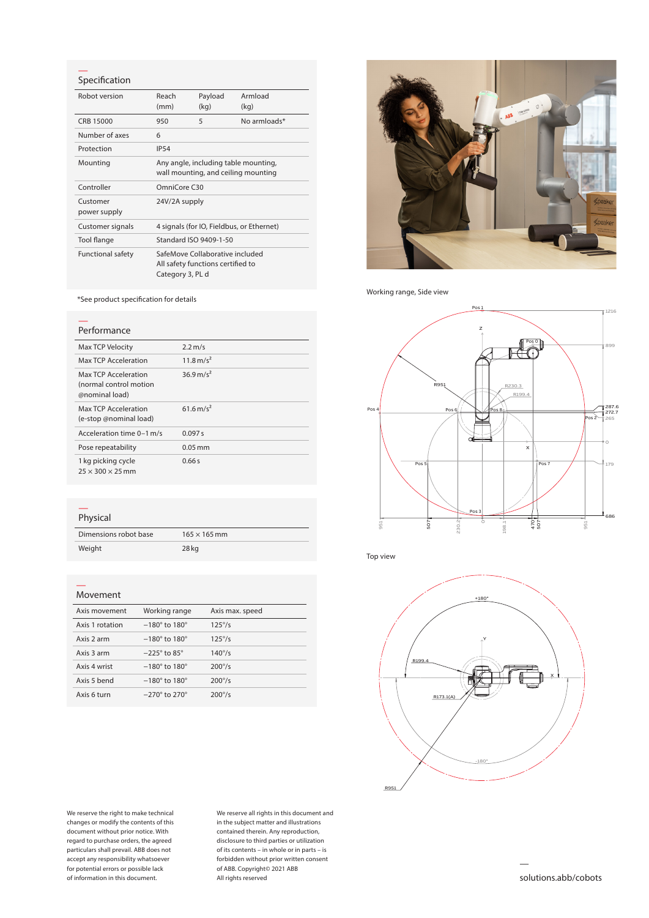## Specification

| Robot version | Reach (mm) | Payload (kg) | Armload (kg) |
|---|---|---|---|
| CRB 15000 | 950 | 5 | No armloads* |
| Number of axes | 6 | | |
| Protection | IP54 | | |
| Mounting | Any angle, including table mounting, wall mounting, and ceiling mounting | | |
| Controller | OmniCore C30 | | |
| Customer power supply | 24V/2A supply | | |
| Customer signals | 4 signals (for IO, Fieldbus, or Ethernet) | | |
| Tool flange | Standard ISO 9409-1-50 | | |
| Functional safety | SafeMove Collaborative included All safety functions certified to Category 3, PL d | | |

*See product specification for details

## Performance

| | |
|---|---|
| Max TCP Velocity | 2.2 m/s |
| Max TCP Acceleration | 11.8 m/s² |
| Max TCP Acceleration (normal control motion @nominal load) | 36.9 m/s² |
| Max TCP Acceleration (e-stop @nominal load) | 61.6 m/s² |
| Acceleration time 0–1 m/s | 0.097 s |
| Pose repeatability | 0.05 mm |
| 1 kg picking cycle 25 × 300 × 25 mm | 0.66 s |

## Physical

| | |
|---|---|
| Dimensions robot base | 165 × 165 mm |
| Weight | 28 kg |

## Movement

| Axis movement | Working range | Axis max. speed |
|---|---|---|
| Axis 1 rotation | −180° to 180° | 125°/s |
| Axis 2 arm | −180° to 180° | 125°/s |
| Axis 3 arm | −225° to 85° | 140°/s |
| Axis 4 wrist | −180° to 180° | 200°/s |
| Axis 5 bend | −180° to 180° | 200°/s |
| Axis 6 turn | −270° to 270° | 200°/s |

Working range, Side view

Pos 1
1216
Z
Pos 0
899
R951
R230.3
R199.4
Pos 4
Pos 6
Pos 8
287.6
272.7
Pos 2
265
0
X
Pos 5
Pos 7
179
Pos 3
686
951
507
230.2
0
198.1
470
507
951

Top view

+180°
Y
R199.4
X
R173.1(A)
-180°
R951

We reserve the right to make technical changes or modify the contents of this document without prior notice. With regard to purchase orders, the agreed particulars shall prevail. ABB does not accept any responsibility whatsoever for potential errors or possible lack of information in this document.

We reserve all rights in this document and in the subject matter and illustrations contained therein. Any reproduction, disclosure to third parties or utilization of its contents – in whole or in parts – is forbidden without prior written consent of ABB. Copyright© 2021 ABB
All rights reserved

solutions.abb/cobots